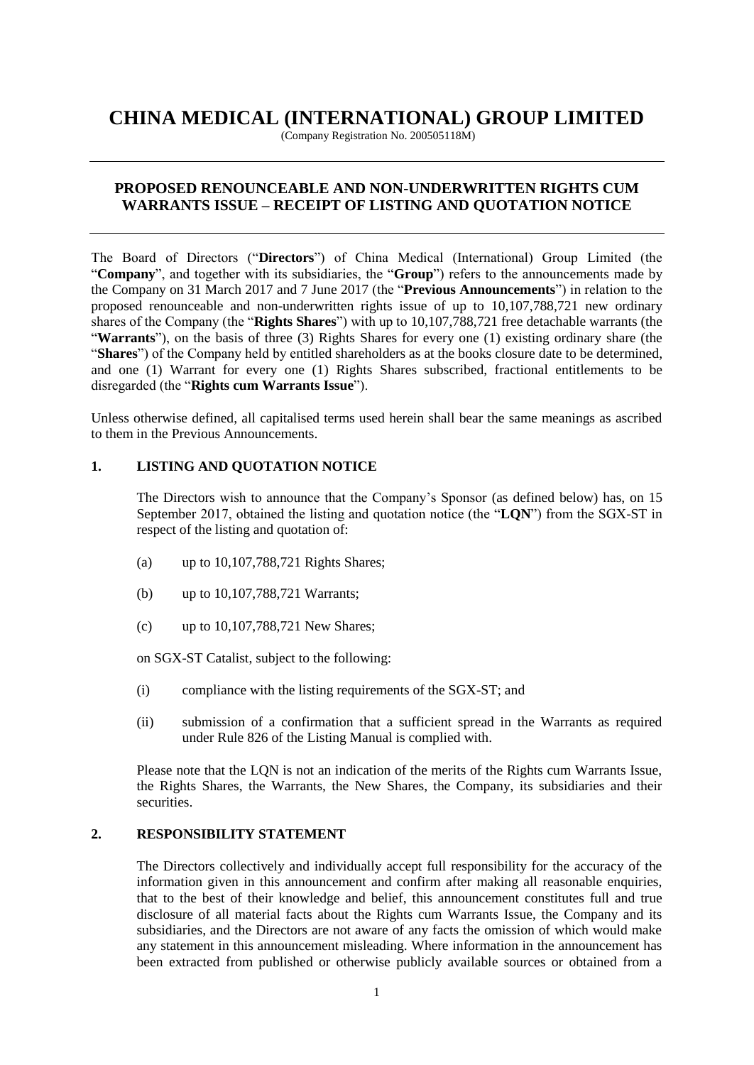# CHINA MEDICAL (INTERNATIONAL) GROUP LIMITED

(Company Registration No. 200505118M)

## PROPOSED RENOUNCEABLE AND NON-UNDERWRITTEN RIGHTS CUM WARRANTS ISSUE – RECEIPT OF LISTING AND QUOTATION NOTICE

The Board of Directors ("**Directors**") of China Medical (International) Group Limited (the "**Company**", and together with its subsidiaries, the "**Group**") refers to the announcements made by the Company on 31 March 2017 and 7 June 2017 (the "**Previous Announcements**") in relation to the proposed renounceable and non-underwritten rights issue of up to 10,107,788,721 new ordinary shares of the Company (the "**Rights Shares**") with up to 10,107,788,721 free detachable warrants (the "**Warrants**"), on the basis of three (3) Rights Shares for every one (1) existing ordinary share (the "**Shares**") of the Company held by entitled shareholders as at the books closure date to be determined, and one (1) Warrant for every one (1) Rights Shares subscribed, fractional entitlements to be disregarded (the "**Rights cum Warrants Issue**").

Unless otherwise defined, all capitalised terms used herein shall bear the same meanings as ascribed to them in the Previous Announcements.

### 1. LISTING AND QUOTATION NOTICE

The Directors wish to announce that the Company's Sponsor (as defined below) has, on 15 September 2017, obtained the listing and quotation notice (the "**LQN**") from the SGX-ST in respect of the listing and quotation of:

(a) up to 10,107,788,721 Rights Shares;

(b) up to 10,107,788,721 Warrants;

(c) up to 10,107,788,721 New Shares;

on SGX-ST Catalist, subject to the following:

(i) compliance with the listing requirements of the SGX-ST; and

(ii) submission of a confirmation that a sufficient spread in the Warrants as required under Rule 826 of the Listing Manual is complied with.

Please note that the LQN is not an indication of the merits of the Rights cum Warrants Issue, the Rights Shares, the Warrants, the New Shares, the Company, its subsidiaries and their securities.

### 2. RESPONSIBILITY STATEMENT

The Directors collectively and individually accept full responsibility for the accuracy of the information given in this announcement and confirm after making all reasonable enquiries, that to the best of their knowledge and belief, this announcement constitutes full and true disclosure of all material facts about the Rights cum Warrants Issue, the Company and its subsidiaries, and the Directors are not aware of any facts the omission of which would make any statement in this announcement misleading. Where information in the announcement has been extracted from published or otherwise publicly available sources or obtained from a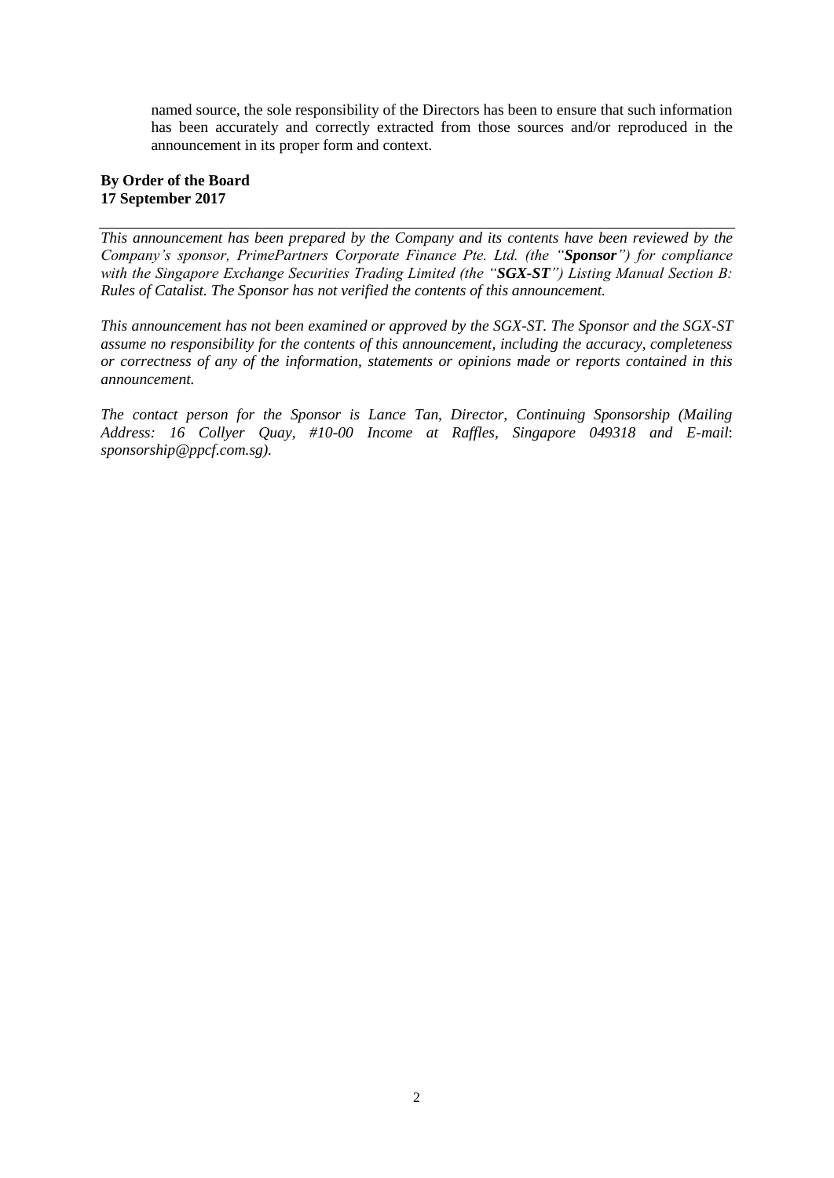named source, the sole responsibility of the Directors has been to ensure that such information has been accurately and correctly extracted from those sources and/or reproduced in the announcement in its proper form and context.

**By Order of the Board**
**17 September 2017**

---

*This announcement has been prepared by the Company and its contents have been reviewed by the Company's sponsor, PrimePartners Corporate Finance Pte. Ltd. (the "**Sponsor**") for compliance with the Singapore Exchange Securities Trading Limited (the "**SGX-ST**") Listing Manual Section B: Rules of Catalist. The Sponsor has not verified the contents of this announcement.*

*This announcement has not been examined or approved by the SGX-ST. The Sponsor and the SGX-ST assume no responsibility for the contents of this announcement, including the accuracy, completeness or correctness of any of the information, statements or opinions made or reports contained in this announcement.*

*The contact person for the Sponsor is Lance Tan, Director, Continuing Sponsorship (Mailing Address: 16 Collyer Quay, #10-00 Income at Raffles, Singapore 049318 and E-mail: sponsorship@ppcf.com.sg).*